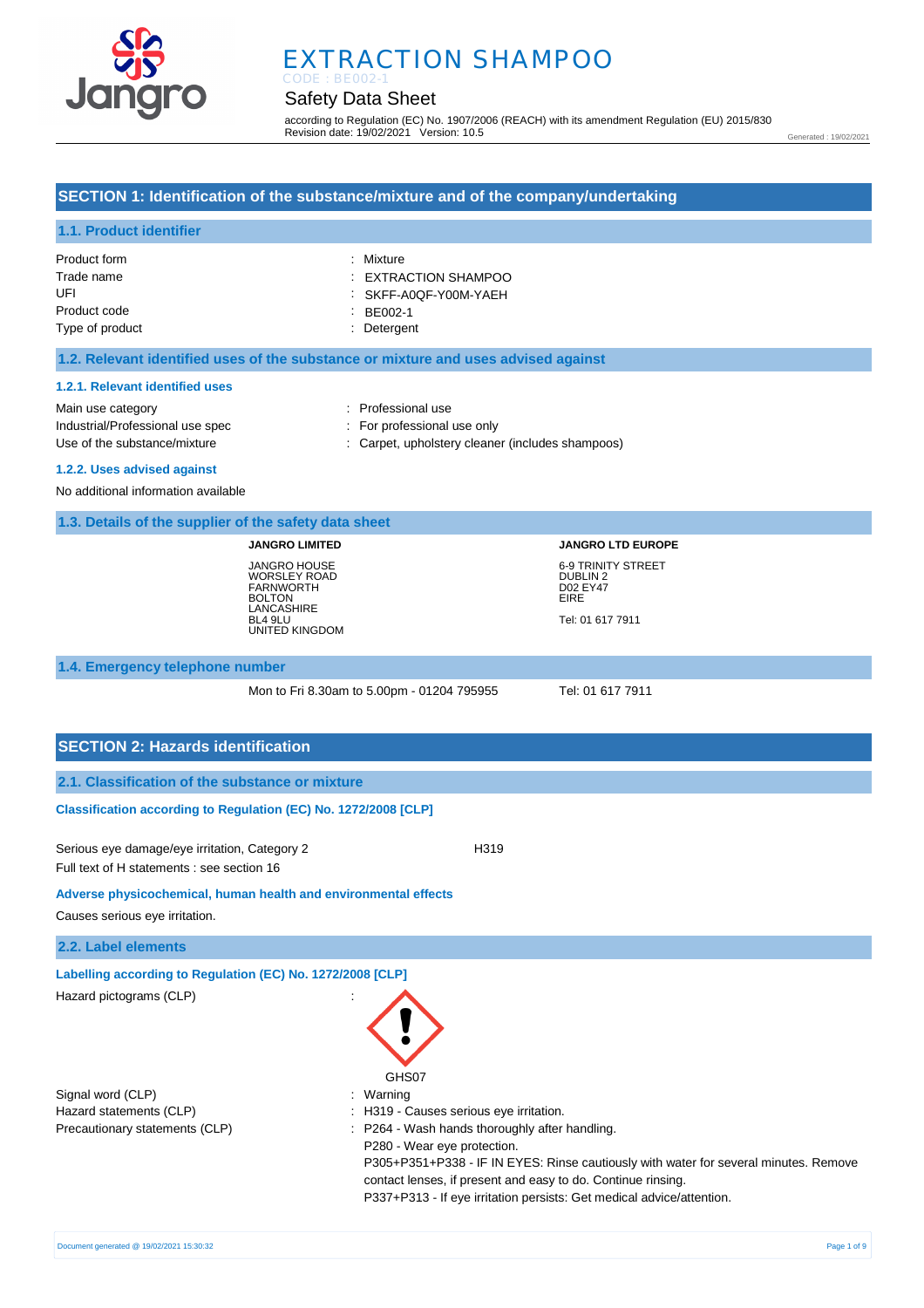# EXTRACTION SHAMPOO

CODE : BE002-1

## Safety Data Sheet

according to Regulation (EC) No. 1907/2006 (REACH) with its amendment Regulation (EU) 2015/830
Revision date: 19/02/2021 Version: 10.5

Generated : 19/02/2021

## SECTION 1: Identification of the substance/mixture and of the company/undertaking

### 1.1. Product identifier

| | |
|---|---|
| Product form | : Mixture |
| Trade name | : EXTRACTION SHAMPOO |
| UFI | : SKFF-A0QF-Y00M-YAEH |
| Product code | : BE002-1 |
| Type of product | : Detergent |

### 1.2. Relevant identified uses of the substance or mixture and uses advised against

#### 1.2.1. Relevant identified uses

| | |
|---|---|
| Main use category | : Professional use |
| Industrial/Professional use spec | : For professional use only |
| Use of the substance/mixture | : Carpet, upholstery cleaner (includes shampoos) |

#### 1.2.2. Uses advised against

No additional information available

### 1.3. Details of the supplier of the safety data sheet

**JANGRO LIMITED**

JANGRO HOUSE
WORSLEY ROAD
FARNWORTH
BOLTON
LANCASHIRE
BL4 9LU
UNITED KINGDOM

**JANGRO LTD EUROPE**

6-9 TRINITY STREET
DUBLIN 2
D02 EY47
EIRE

Tel: 01 617 7911

### 1.4. Emergency telephone number

Mon to Fri 8.30am to 5.00pm - 01204 795955

Tel: 01 617 7911

## SECTION 2: Hazards identification

### 2.1. Classification of the substance or mixture

**Classification according to Regulation (EC) No. 1272/2008 [CLP]**

Serious eye damage/eye irritation, Category 2 H319

Full text of H statements : see section 16

**Adverse physicochemical, human health and environmental effects**

Causes serious eye irritation.

### 2.2. Label elements

**Labelling according to Regulation (EC) No. 1272/2008 [CLP]**

Hazard pictograms (CLP) :

GHS07

| | |
|---|---|
| Signal word (CLP) | : Warning |
| Hazard statements (CLP) | : H319 - Causes serious eye irritation. |
| Precautionary statements (CLP) | : P264 - Wash hands thoroughly after handling.<br>P280 - Wear eye protection.<br>P305+P351+P338 - IF IN EYES: Rinse cautiously with water for several minutes. Remove contact lenses, if present and easy to do. Continue rinsing.<br>P337+P313 - If eye irritation persists: Get medical advice/attention. |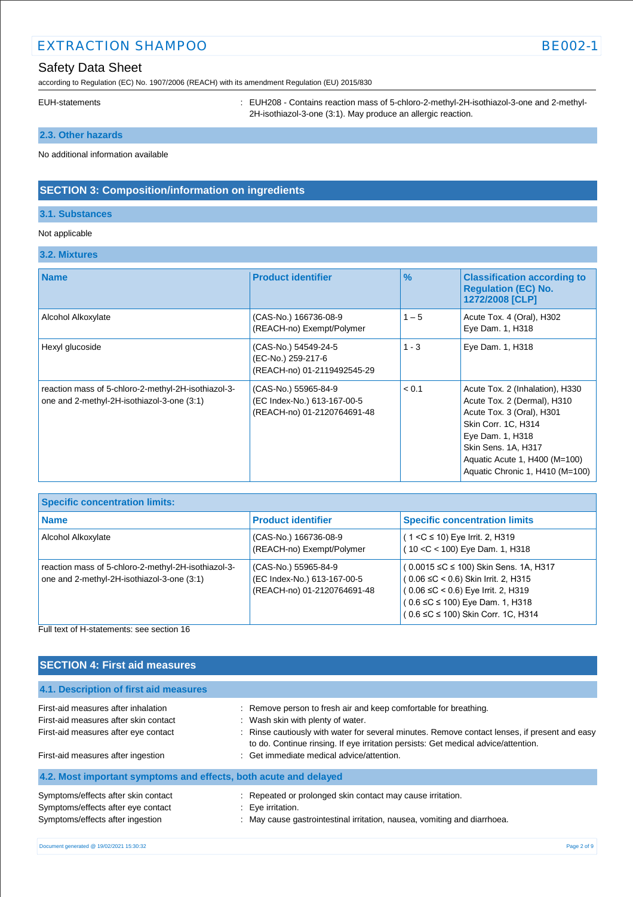| | |
|---|---|
| EUH-statements | : EUH208 - Contains reaction mass of 5-chloro-2-methyl-2H-isothiazol-3-one and 2-methyl-2H-isothiazol-3-one (3:1). May produce an allergic reaction. |

### 2.3. Other hazards

No additional information available

## SECTION 3: Composition/information on ingredients

### 3.1. Substances

Not applicable

### 3.2. Mixtures

| Name | Product identifier | % | Classification according to Regulation (EC) No. 1272/2008 [CLP] |
|---|---|---|---|
| Alcohol Alkoxylate | (CAS-No.) 166736-08-9<br>(REACH-no) Exempt/Polymer | 1 – 5 | Acute Tox. 4 (Oral), H302<br>Eye Dam. 1, H318 |
| Hexyl glucoside | (CAS-No.) 54549-24-5<br>(EC-No.) 259-217-6<br>(REACH-no) 01-2119492545-29 | 1 - 3 | Eye Dam. 1, H318 |
| reaction mass of 5-chloro-2-methyl-2H-isothiazol-3-one and 2-methyl-2H-isothiazol-3-one (3:1) | (CAS-No.) 55965-84-9<br>(EC Index-No.) 613-167-00-5<br>(REACH-no) 01-2120764691-48 | < 0.1 | Acute Tox. 2 (Inhalation), H330<br>Acute Tox. 2 (Dermal), H310<br>Acute Tox. 3 (Oral), H301<br>Skin Corr. 1C, H314<br>Eye Dam. 1, H318<br>Skin Sens. 1A, H317<br>Aquatic Acute 1, H400 (M=100)<br>Aquatic Chronic 1, H410 (M=100) |

| Specific concentration limits: | | |
|---|---|---|
| **Name** | **Product identifier** | **Specific concentration limits** |
| Alcohol Alkoxylate | (CAS-No.) 166736-08-9<br>(REACH-no) Exempt/Polymer | ( 1 <C ≤ 10) Eye Irrit. 2, H319<br>( 10 <C < 100) Eye Dam. 1, H318 |
| reaction mass of 5-chloro-2-methyl-2H-isothiazol-3-one and 2-methyl-2H-isothiazol-3-one (3:1) | (CAS-No.) 55965-84-9<br>(EC Index-No.) 613-167-00-5<br>(REACH-no) 01-2120764691-48 | ( 0.0015 ≤C ≤ 100) Skin Sens. 1A, H317<br>( 0.06 ≤C < 0.6) Skin Irrit. 2, H315<br>( 0.06 ≤C < 0.6) Eye Irrit. 2, H319<br>( 0.6 ≤C ≤ 100) Eye Dam. 1, H318<br>( 0.6 ≤C ≤ 100) Skin Corr. 1C, H314 |

Full text of H-statements: see section 16

## SECTION 4: First aid measures

### 4.1. Description of first aid measures

| | |
|---|---|
| First-aid measures after inhalation | : Remove person to fresh air and keep comfortable for breathing. |
| First-aid measures after skin contact | : Wash skin with plenty of water. |
| First-aid measures after eye contact | : Rinse cautiously with water for several minutes. Remove contact lenses, if present and easy to do. Continue rinsing. If eye irritation persists: Get medical advice/attention. |
| First-aid measures after ingestion | : Get immediate medical advice/attention. |

### 4.2. Most important symptoms and effects, both acute and delayed

| | |
|---|---|
| Symptoms/effects after skin contact | : Repeated or prolonged skin contact may cause irritation. |
| Symptoms/effects after eye contact | : Eye irritation. |
| Symptoms/effects after ingestion | : May cause gastrointestinal irritation, nausea, vomiting and diarrhoea. |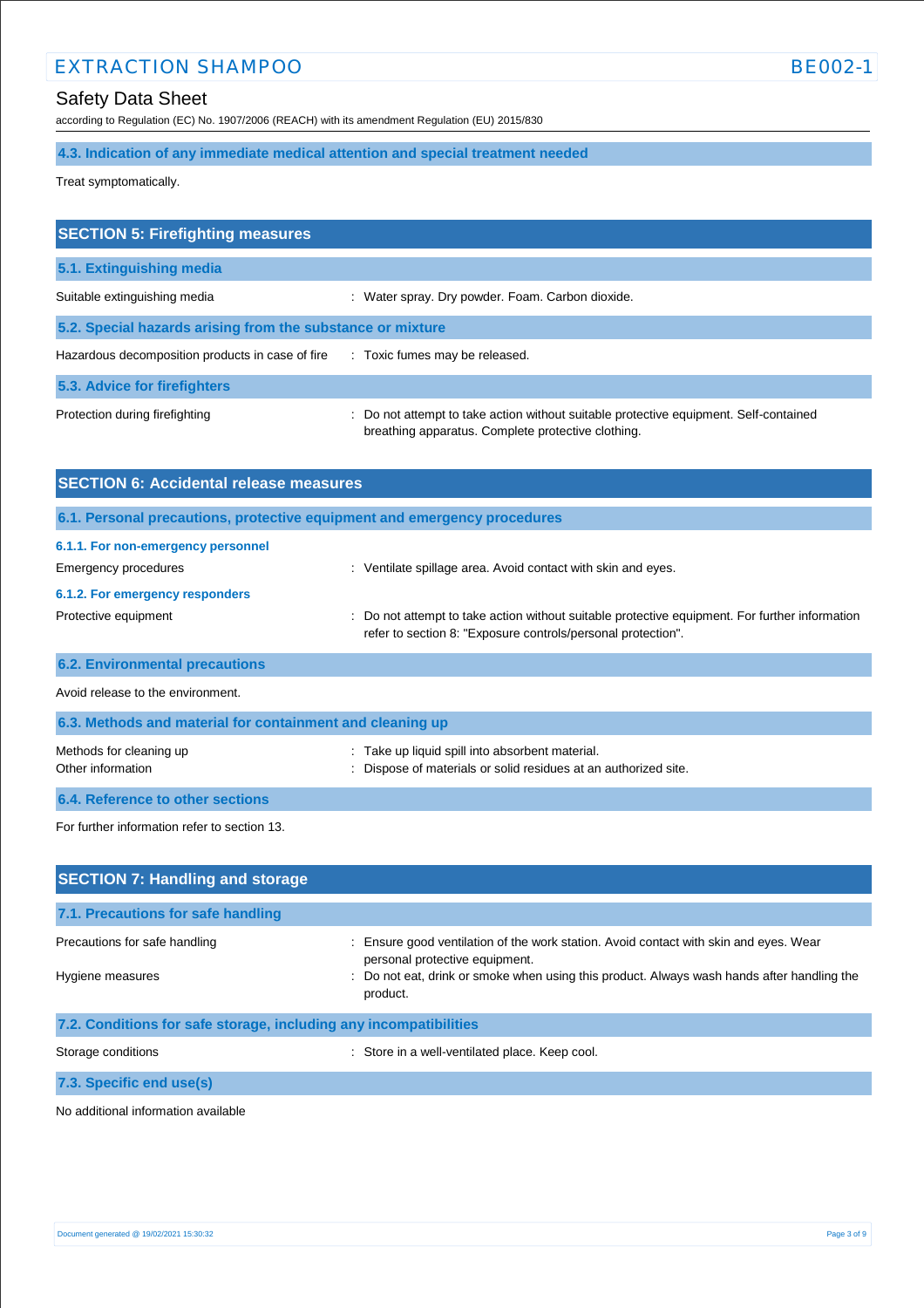### 4.3. Indication of any immediate medical attention and special treatment needed

Treat symptomatically.

## SECTION 5: Firefighting measures

### 5.1. Extinguishing media

| | |
|---|---|
| Suitable extinguishing media | : Water spray. Dry powder. Foam. Carbon dioxide. |

### 5.2. Special hazards arising from the substance or mixture

| | |
|---|---|
| Hazardous decomposition products in case of fire | : Toxic fumes may be released. |

### 5.3. Advice for firefighters

| | |
|---|---|
| Protection during firefighting | : Do not attempt to take action without suitable protective equipment. Self-contained breathing apparatus. Complete protective clothing. |

## SECTION 6: Accidental release measures

### 6.1. Personal precautions, protective equipment and emergency procedures

#### 6.1.1. For non-emergency personnel

| | |
|---|---|
| Emergency procedures | : Ventilate spillage area. Avoid contact with skin and eyes. |

#### 6.1.2. For emergency responders

| | |
|---|---|
| Protective equipment | : Do not attempt to take action without suitable protective equipment. For further information refer to section 8: "Exposure controls/personal protection". |

### 6.2. Environmental precautions

Avoid release to the environment.

### 6.3. Methods and material for containment and cleaning up

| | |
|---|---|
| Methods for cleaning up | : Take up liquid spill into absorbent material. |
| Other information | : Dispose of materials or solid residues at an authorized site. |

### 6.4. Reference to other sections

For further information refer to section 13.

## SECTION 7: Handling and storage

### 7.1. Precautions for safe handling

| | |
|---|---|
| Precautions for safe handling | : Ensure good ventilation of the work station. Avoid contact with skin and eyes. Wear personal protective equipment. |
| Hygiene measures | : Do not eat, drink or smoke when using this product. Always wash hands after handling the product. |

### 7.2. Conditions for safe storage, including any incompatibilities

| | |
|---|---|
| Storage conditions | : Store in a well-ventilated place. Keep cool. |

### 7.3. Specific end use(s)

No additional information available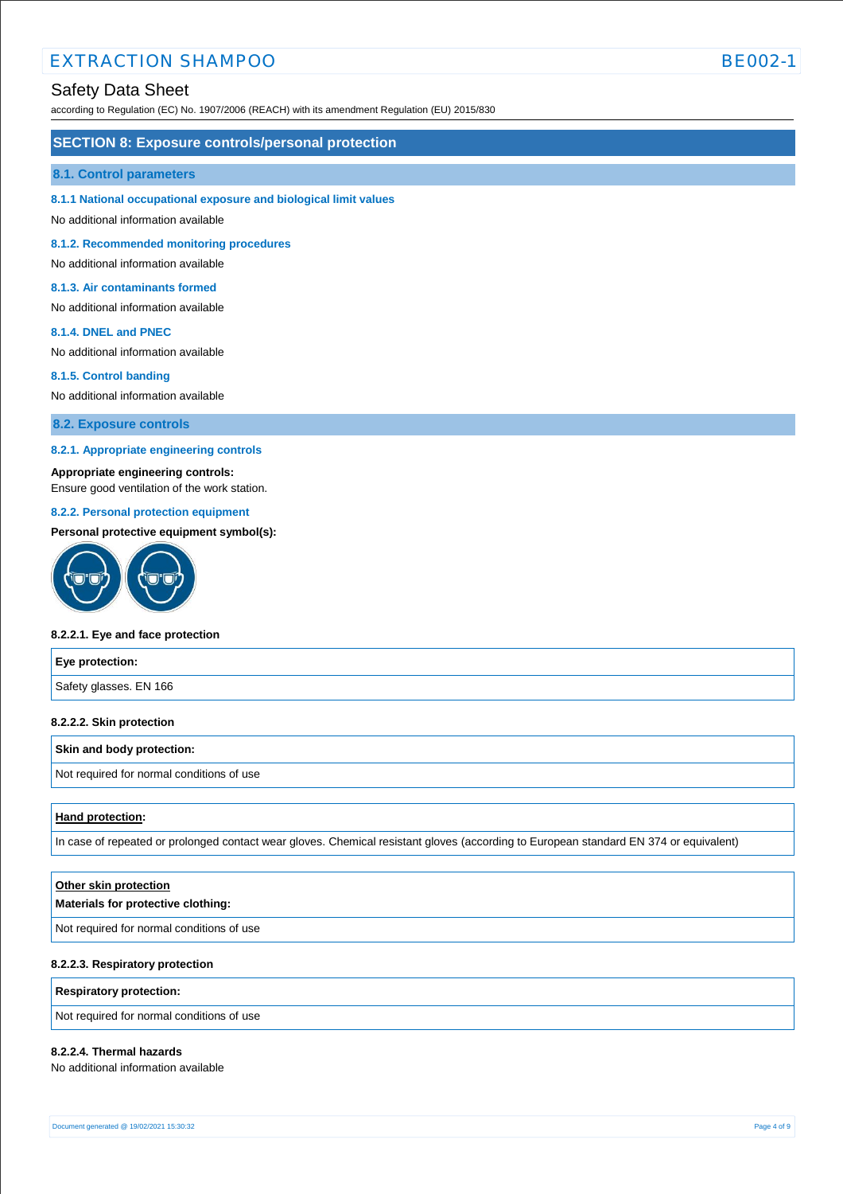## SECTION 8: Exposure controls/personal protection

### 8.1. Control parameters

#### 8.1.1 National occupational exposure and biological limit values

No additional information available

#### 8.1.2. Recommended monitoring procedures

No additional information available

#### 8.1.3. Air contaminants formed

No additional information available

#### 8.1.4. DNEL and PNEC

No additional information available

#### 8.1.5. Control banding

No additional information available

### 8.2. Exposure controls

#### 8.2.1. Appropriate engineering controls

**Appropriate engineering controls:**
Ensure good ventilation of the work station.

#### 8.2.2. Personal protection equipment

**Personal protective equipment symbol(s):**

**8.2.2.1. Eye and face protection**

| Eye protection: |
| --- |
| Safety glasses. EN 166 |

**8.2.2.2. Skin protection**

| Skin and body protection: |
| --- |
| Not required for normal conditions of use |

| **Hand protection**: |
| --- |
| In case of repeated or prolonged contact wear gloves. Chemical resistant gloves (according to European standard EN 374 or equivalent) |

| **Other skin protection** **Materials for protective clothing:** |
| --- |
| Not required for normal conditions of use |

**8.2.2.3. Respiratory protection**

| Respiratory protection: |
| --- |
| Not required for normal conditions of use |

**8.2.2.4. Thermal hazards**

No additional information available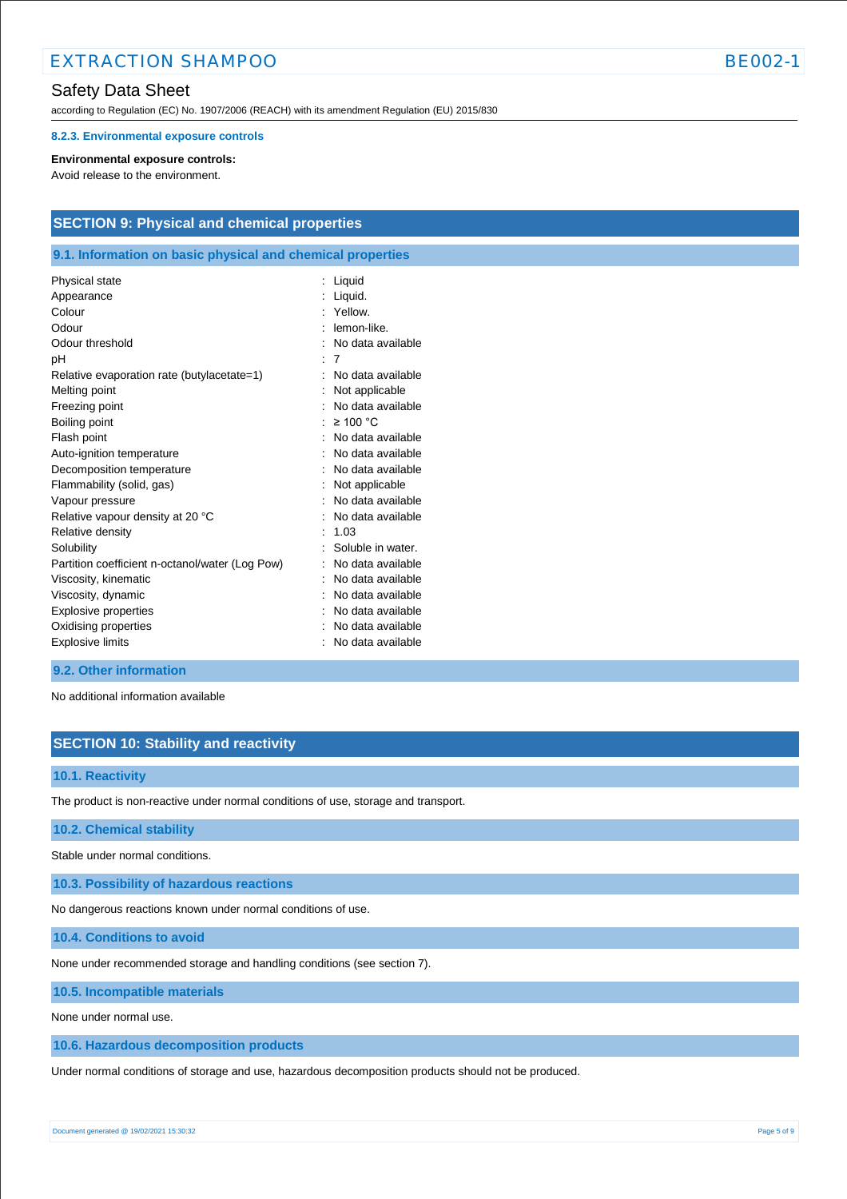#### 8.2.3. Environmental exposure controls

**Environmental exposure controls:**
Avoid release to the environment.

## SECTION 9: Physical and chemical properties

### 9.1. Information on basic physical and chemical properties

| | |
|---|---|
| Physical state | : Liquid |
| Appearance | : Liquid. |
| Colour | : Yellow. |
| Odour | : lemon-like. |
| Odour threshold | : No data available |
| pH | : 7 |
| Relative evaporation rate (butylacetate=1) | : No data available |
| Melting point | : Not applicable |
| Freezing point | : No data available |
| Boiling point | : ≥ 100 °C |
| Flash point | : No data available |
| Auto-ignition temperature | : No data available |
| Decomposition temperature | : No data available |
| Flammability (solid, gas) | : Not applicable |
| Vapour pressure | : No data available |
| Relative vapour density at 20 °C | : No data available |
| Relative density | : 1.03 |
| Solubility | : Soluble in water. |
| Partition coefficient n-octanol/water (Log Pow) | : No data available |
| Viscosity, kinematic | : No data available |
| Viscosity, dynamic | : No data available |
| Explosive properties | : No data available |
| Oxidising properties | : No data available |
| Explosive limits | : No data available |

### 9.2. Other information

No additional information available

## SECTION 10: Stability and reactivity

### 10.1. Reactivity

The product is non-reactive under normal conditions of use, storage and transport.

### 10.2. Chemical stability

Stable under normal conditions.

### 10.3. Possibility of hazardous reactions

No dangerous reactions known under normal conditions of use.

### 10.4. Conditions to avoid

None under recommended storage and handling conditions (see section 7).

### 10.5. Incompatible materials

None under normal use.

### 10.6. Hazardous decomposition products

Under normal conditions of storage and use, hazardous decomposition products should not be produced.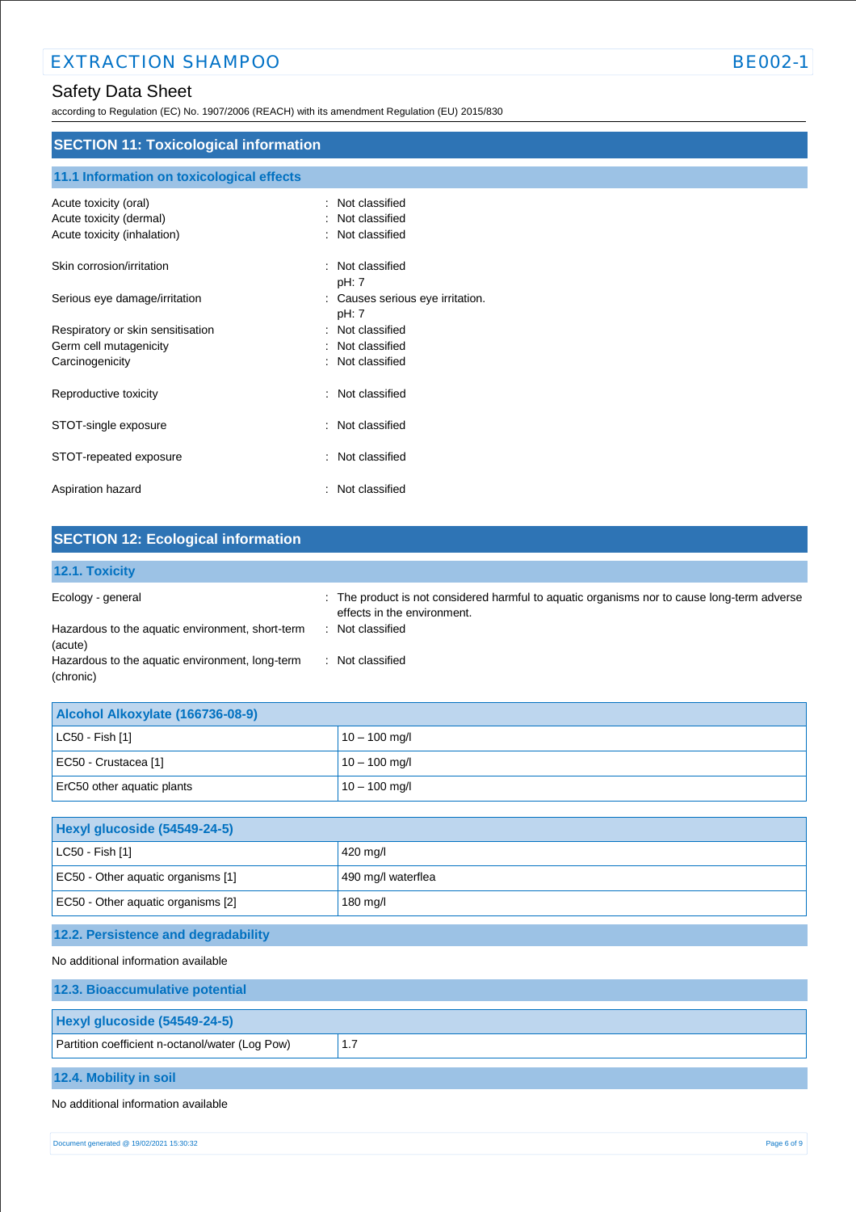## SECTION 11: Toxicological information

### 11.1 Information on toxicological effects

| | |
|---|---|
| Acute toxicity (oral) | : Not classified |
| Acute toxicity (dermal) | : Not classified |
| Acute toxicity (inhalation) | : Not classified |
| Skin corrosion/irritation | : Not classified<br>pH: 7 |
| Serious eye damage/irritation | : Causes serious eye irritation.<br>pH: 7 |
| Respiratory or skin sensitisation | : Not classified |
| Germ cell mutagenicity | : Not classified |
| Carcinogenicity | : Not classified |
| Reproductive toxicity | : Not classified |
| STOT-single exposure | : Not classified |
| STOT-repeated exposure | : Not classified |
| Aspiration hazard | : Not classified |

## SECTION 12: Ecological information

### 12.1. Toxicity

| | |
|---|---|
| Ecology - general | : The product is not considered harmful to aquatic organisms nor to cause long-term adverse effects in the environment. |
| Hazardous to the aquatic environment, short-term (acute) | : Not classified |
| Hazardous to the aquatic environment, long-term (chronic) | : Not classified |

| Alcohol Alkoxylate (166736-08-9) | |
|---|---|
| LC50 - Fish [1] | 10 – 100 mg/l |
| EC50 - Crustacea [1] | 10 – 100 mg/l |
| ErC50 other aquatic plants | 10 – 100 mg/l |

| Hexyl glucoside (54549-24-5) | |
|---|---|
| LC50 - Fish [1] | 420 mg/l |
| EC50 - Other aquatic organisms [1] | 490 mg/l waterflea |
| EC50 - Other aquatic organisms [2] | 180 mg/l |

### 12.2. Persistence and degradability

No additional information available

### 12.3. Bioaccumulative potential

| Hexyl glucoside (54549-24-5) | |
|---|---|
| Partition coefficient n-octanol/water (Log Pow) | 1.7 |

### 12.4. Mobility in soil

No additional information available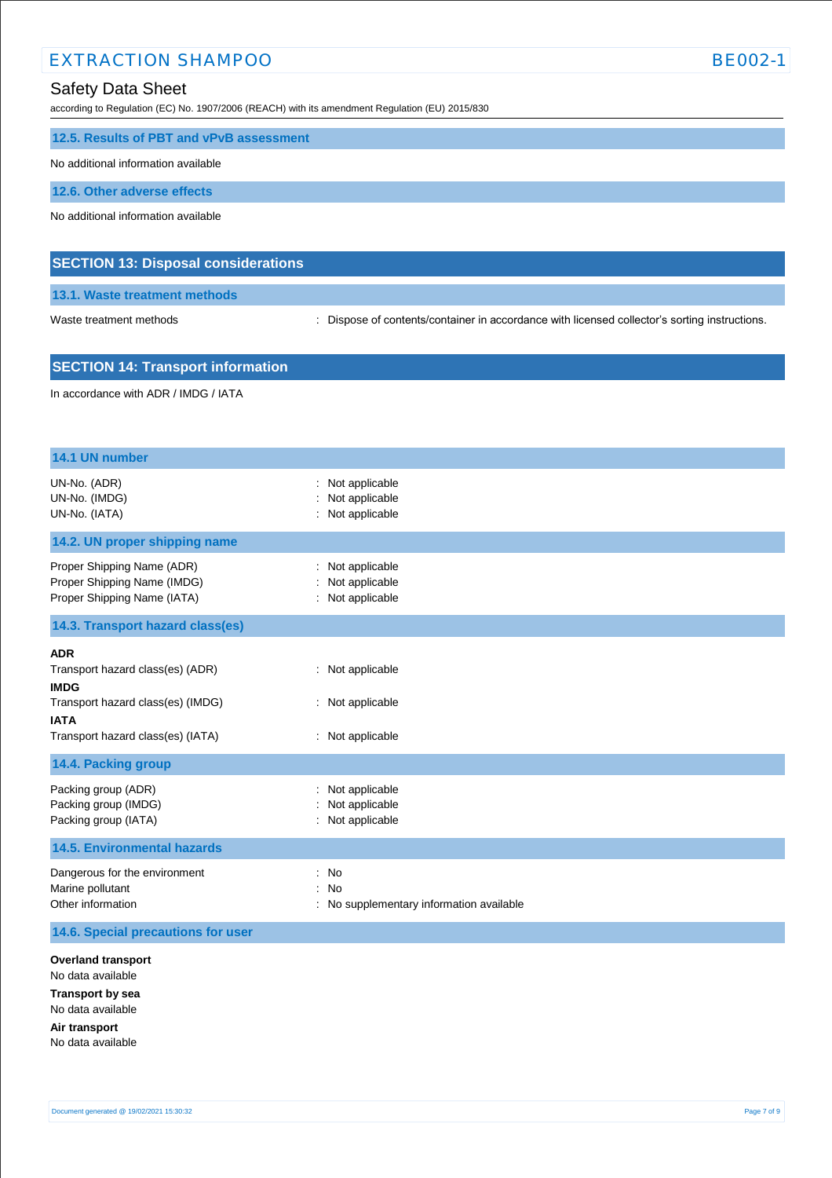### 12.5. Results of PBT and vPvB assessment

No additional information available

### 12.6. Other adverse effects

No additional information available

## SECTION 13: Disposal considerations

### 13.1. Waste treatment methods

Waste treatment methods : Dispose of contents/container in accordance with licensed collector's sorting instructions.

## SECTION 14: Transport information

In accordance with ADR / IMDG / IATA

### 14.1 UN number

UN-No. (ADR) : Not applicable
UN-No. (IMDG) : Not applicable
UN-No. (IATA) : Not applicable

### 14.2. UN proper shipping name

Proper Shipping Name (ADR) : Not applicable
Proper Shipping Name (IMDG) : Not applicable
Proper Shipping Name (IATA) : Not applicable

### 14.3. Transport hazard class(es)

**ADR**
Transport hazard class(es) (ADR) : Not applicable
**IMDG**
Transport hazard class(es) (IMDG) : Not applicable
**IATA**
Transport hazard class(es) (IATA) : Not applicable

### 14.4. Packing group

Packing group (ADR) : Not applicable
Packing group (IMDG) : Not applicable
Packing group (IATA) : Not applicable

### 14.5. Environmental hazards

Dangerous for the environment : No
Marine pollutant : No
Other information : No supplementary information available

### 14.6. Special precautions for user

**Overland transport**
No data available
**Transport by sea**
No data available
**Air transport**
No data available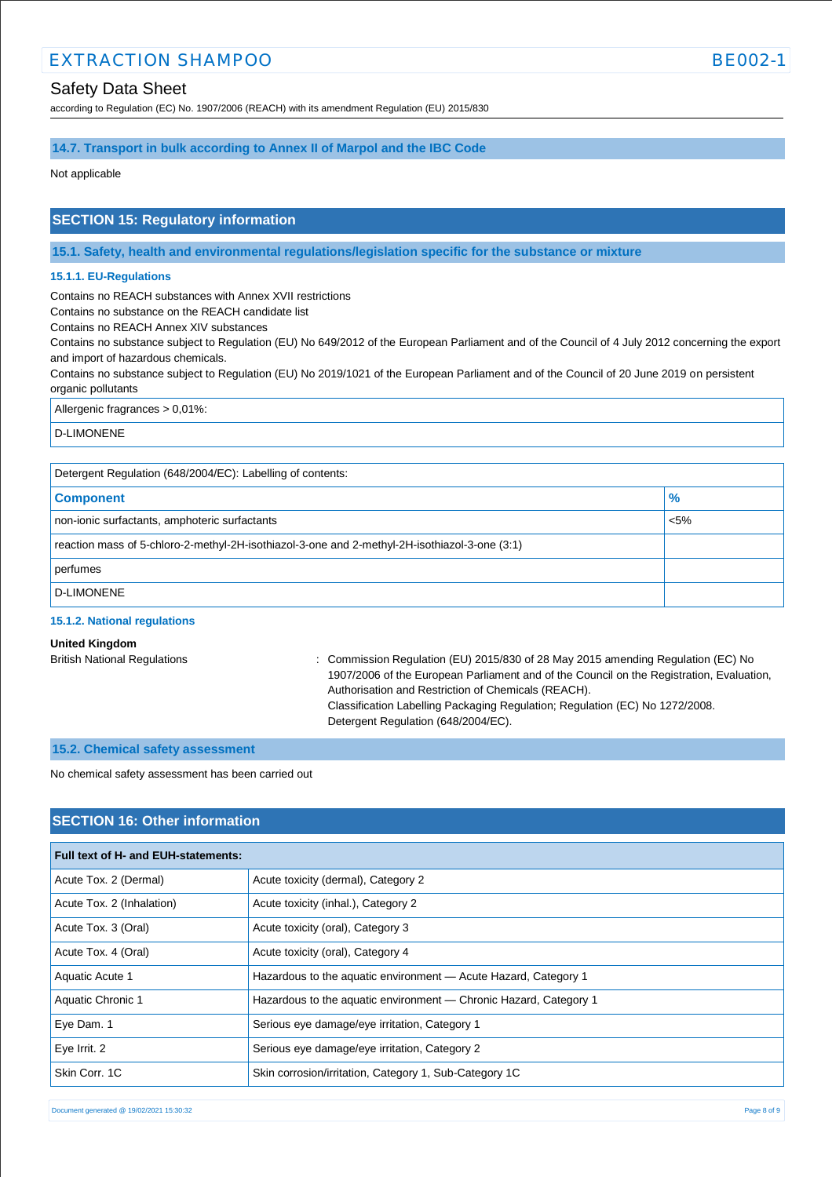### 14.7. Transport in bulk according to Annex II of Marpol and the IBC Code

Not applicable

## SECTION 15: Regulatory information

### 15.1. Safety, health and environmental regulations/legislation specific for the substance or mixture

#### 15.1.1. EU-Regulations

Contains no REACH substances with Annex XVII restrictions
Contains no substance on the REACH candidate list
Contains no REACH Annex XIV substances
Contains no substance subject to Regulation (EU) No 649/2012 of the European Parliament and of the Council of 4 July 2012 concerning the export and import of hazardous chemicals.
Contains no substance subject to Regulation (EU) No 2019/1021 of the European Parliament and of the Council of 20 June 2019 on persistent organic pollutants

| Allergenic fragrances > 0,01%: |
|---|
| D-LIMONENE |

| Detergent Regulation (648/2004/EC): Labelling of contents: | |
|---|---|
| **Component** | **%** |
| non-ionic surfactants, amphoteric surfactants | <5% |
| reaction mass of 5-chloro-2-methyl-2H-isothiazol-3-one and 2-methyl-2H-isothiazol-3-one (3:1) | |
| perfumes | |
| D-LIMONENE | |

#### 15.1.2. National regulations

**United Kingdom**

British National Regulations : Commission Regulation (EU) 2015/830 of 28 May 2015 amending Regulation (EC) No 1907/2006 of the European Parliament and of the Council on the Registration, Evaluation, Authorisation and Restriction of Chemicals (REACH).
Classification Labelling Packaging Regulation; Regulation (EC) No 1272/2008.
Detergent Regulation (648/2004/EC).

### 15.2. Chemical safety assessment

No chemical safety assessment has been carried out

## SECTION 16: Other information

| Full text of H- and EUH-statements: | |
|---|---|
| Acute Tox. 2 (Dermal) | Acute toxicity (dermal), Category 2 |
| Acute Tox. 2 (Inhalation) | Acute toxicity (inhal.), Category 2 |
| Acute Tox. 3 (Oral) | Acute toxicity (oral), Category 3 |
| Acute Tox. 4 (Oral) | Acute toxicity (oral), Category 4 |
| Aquatic Acute 1 | Hazardous to the aquatic environment — Acute Hazard, Category 1 |
| Aquatic Chronic 1 | Hazardous to the aquatic environment — Chronic Hazard, Category 1 |
| Eye Dam. 1 | Serious eye damage/eye irritation, Category 1 |
| Eye Irrit. 2 | Serious eye damage/eye irritation, Category 2 |
| Skin Corr. 1C | Skin corrosion/irritation, Category 1, Sub-Category 1C |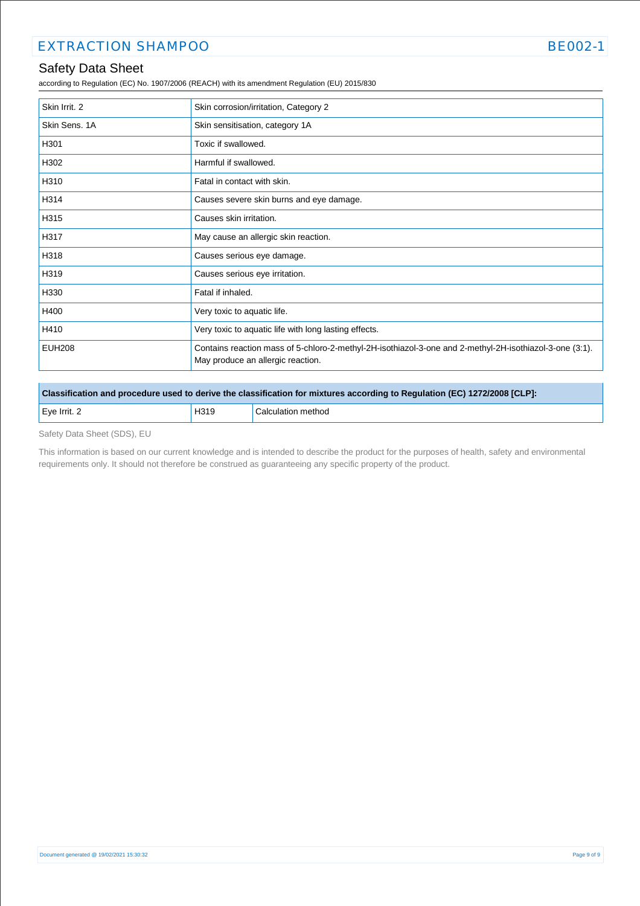| | |
|---|---|
| Skin Irrit. 2 | Skin corrosion/irritation, Category 2 |
| Skin Sens. 1A | Skin sensitisation, category 1A |
| H301 | Toxic if swallowed. |
| H302 | Harmful if swallowed. |
| H310 | Fatal in contact with skin. |
| H314 | Causes severe skin burns and eye damage. |
| H315 | Causes skin irritation. |
| H317 | May cause an allergic skin reaction. |
| H318 | Causes serious eye damage. |
| H319 | Causes serious eye irritation. |
| H330 | Fatal if inhaled. |
| H400 | Very toxic to aquatic life. |
| H410 | Very toxic to aquatic life with long lasting effects. |
| EUH208 | Contains reaction mass of 5-chloro-2-methyl-2H-isothiazol-3-one and 2-methyl-2H-isothiazol-3-one (3:1). May produce an allergic reaction. |

| **Classification and procedure used to derive the classification for mixtures according to Regulation (EC) 1272/2008 [CLP]:** | | |
|---|---|---|
| Eye Irrit. 2 | H319 | Calculation method |

Safety Data Sheet (SDS), EU

This information is based on our current knowledge and is intended to describe the product for the purposes of health, safety and environmental requirements only. It should not therefore be construed as guaranteeing any specific property of the product.